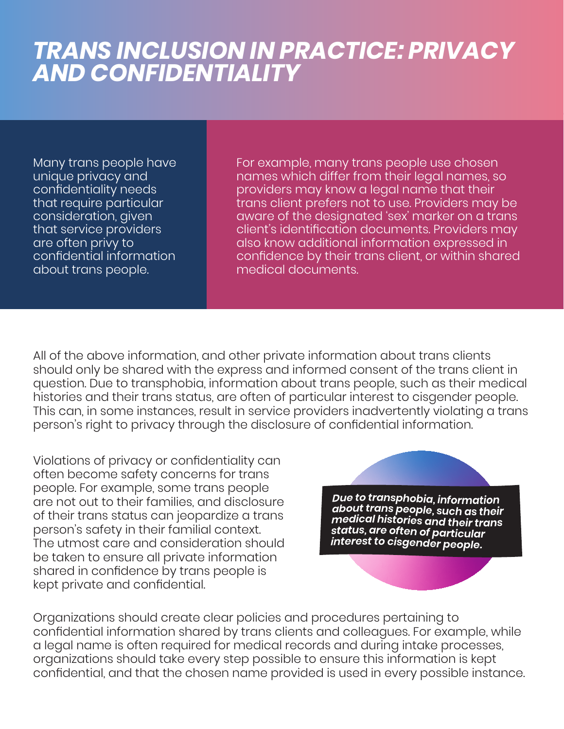# TRANS INCLUSION IN PRACTICE: PRIVACY AND CONFIDENTIALITY

Many trans people have unique privacy and confidentiality needs that require particular consideration, given that service providers are often privy to confidential information about trans people.

For example, many trans people use chosen names which differ from their legal names, so providers may know a legal name that their trans client prefers not to use. Providers may be aware of the designated 'sex' marker on a trans client's identification documents. Providers may also know additional information expressed in confidence by their trans client, or within shared medical documents.

All of the above information, and other private information about trans clients should only be shared with the express and informed consent of the trans client in question. Due to transphobia, information about trans people, such as their medical histories and their trans status, are often of particular interest to cisgender people. This can, in some instances, result in service providers inadvertently violating a trans person's right to privacy through the disclosure of confidential information.

Violations of privacy or confidentiality can often become safety concerns for trans people. For example, some trans people are not out to their families, and disclosure of their trans status can jeopardize a trans person's safety in their familial context. The utmost care and consideration should be taken to ensure all private information shared in confidence by trans people is kept private and confidential.

***Due to transphobia, information about trans people, such as their medical histories and their trans status, are often of particular interest to cisgender people.***

Organizations should create clear policies and procedures pertaining to confidential information shared by trans clients and colleagues. For example, while a legal name is often required for medical records and during intake processes, organizations should take every step possible to ensure this information is kept confidential, and that the chosen name provided is used in every possible instance.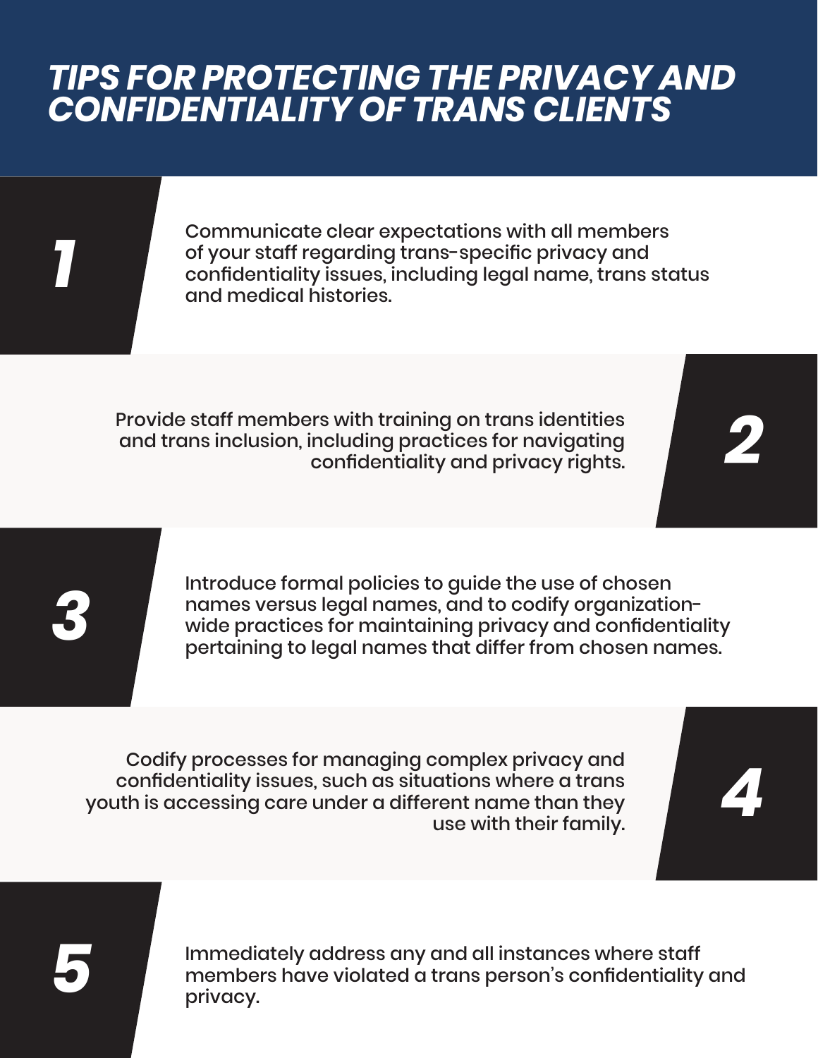# TIPS FOR PROTECTING THE PRIVACY AND CONFIDENTIALITY OF TRANS CLIENTS

1. Communicate clear expectations with all members of your staff regarding trans-specific privacy and confidentiality issues, including legal name, trans status and medical histories.

2. Provide staff members with training on trans identities and trans inclusion, including practices for navigating confidentiality and privacy rights.

3. Introduce formal policies to guide the use of chosen names versus legal names, and to codify organization-wide practices for maintaining privacy and confidentiality pertaining to legal names that differ from chosen names.

4. Codify processes for managing complex privacy and confidentiality issues, such as situations where a trans youth is accessing care under a different name than they use with their family.

5. Immediately address any and all instances where staff members have violated a trans person's confidentiality and privacy.